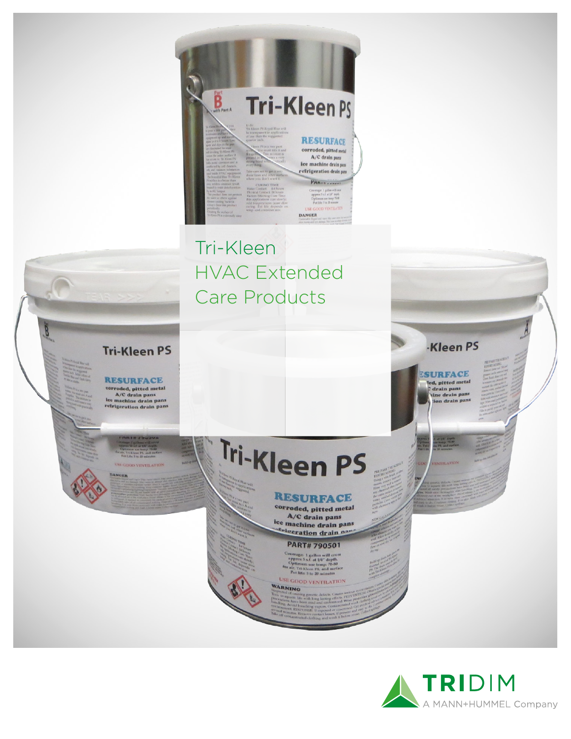# Tri-Kleen HVAC Extended Care Products

TRIDIM
A MANN+HUMMEL Company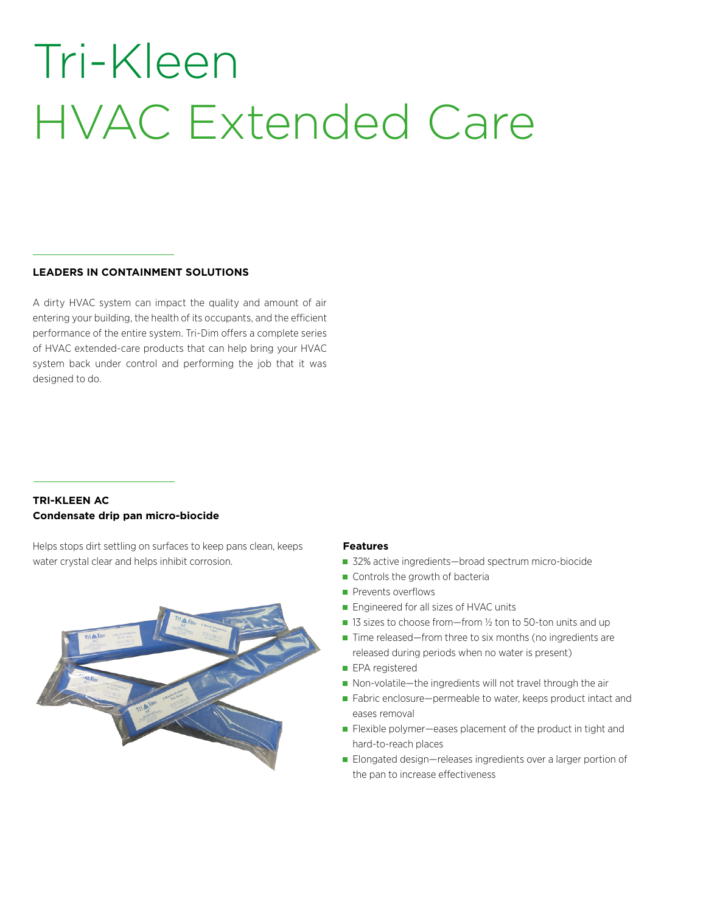# Tri-Kleen HVAC Extended Care

## LEADERS IN CONTAINMENT SOLUTIONS

A dirty HVAC system can impact the quality and amount of air entering your building, the health of its occupants, and the efficient performance of the entire system. Tri-Dim offers a complete series of HVAC extended-care products that can help bring your HVAC system back under control and performing the job that it was designed to do.

## TRI-KLEEN AC

**Condensate drip pan micro-biocide**

Helps stops dirt settling on surfaces to keep pans clean, keeps water crystal clear and helps inhibit corrosion.

### Features

- 32% active ingredients—broad spectrum micro-biocide
- Controls the growth of bacteria
- Prevents overflows
- Engineered for all sizes of HVAC units
- 13 sizes to choose from—from ½ ton to 50-ton units and up
- Time released—from three to six months (no ingredients are released during periods when no water is present)
- EPA registered
- Non-volatile—the ingredients will not travel through the air
- Fabric enclosure—permeable to water, keeps product intact and eases removal
- Flexible polymer—eases placement of the product in tight and hard-to-reach places
- Elongated design—releases ingredients over a larger portion of the pan to increase effectiveness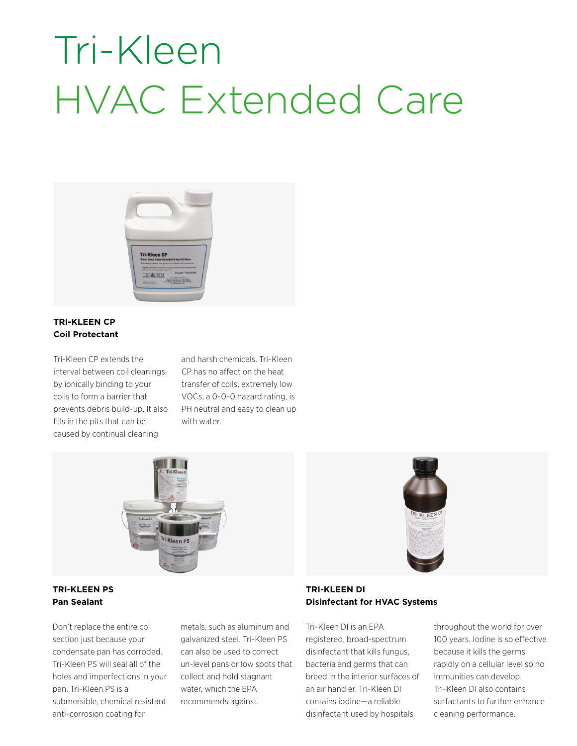# Tri-Kleen
# HVAC Extended Care

**TRI-KLEEN CP**
**Coil Protectant**

Tri-Kleen CP extends the interval between coil cleanings by ionically binding to your coils to form a barrier that prevents debris build-up. It also fills in the pits that can be caused by continual cleaning and harsh chemicals. Tri-Kleen CP has no affect on the heat transfer of coils, extremely low VOCs, a 0-0-0 hazard rating, is PH neutral and easy to clean up with water.

**TRI-KLEEN PS**
**Pan Sealant**

Don't replace the entire coil section just because your condensate pan has corroded. Tri-Kleen PS will seal all of the holes and imperfections in your pan. Tri-Kleen PS is a submersible, chemical resistant anti-corrosion coating for metals, such as aluminum and galvanized steel. Tri-Kleen PS can also be used to correct un-level pans or low spots that collect and hold stagnant water, which the EPA recommends against.

**TRI-KLEEN DI**
**Disinfectant for HVAC Systems**

Tri-Kleen DI is an EPA registered, broad-spectrum disinfectant that kills fungus, bacteria and germs that can breed in the interior surfaces of an air handler. Tri-Kleen DI contains iodine—a reliable disinfectant used by hospitals throughout the world for over 100 years. Iodine is so effective because it kills the germs rapidly on a cellular level so no immunities can develop. Tri-Kleen DI also contains surfactants to further enhance cleaning performance.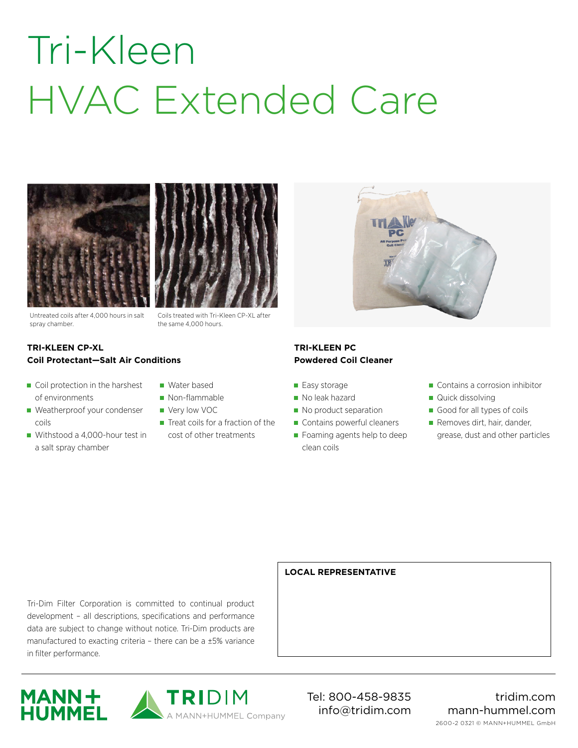# Tri-Kleen
# HVAC Extended Care

Untreated coils after 4,000 hours in salt spray chamber.

Coils treated with Tri-Kleen CP-XL after the same 4,000 hours.

### TRI-KLEEN CP-XL
### Coil Protectant—Salt Air Conditions

- Coil protection in the harshest of environments
- Weatherproof your condenser coils
- Withstood a 4,000-hour test in a salt spray chamber
- Water based
- Non-flammable
- Very low VOC
- Treat coils for a fraction of the cost of other treatments

### TRI-KLEEN PC
### Powdered Coil Cleaner

- Easy storage
- No leak hazard
- No product separation
- Contains powerful cleaners
- Foaming agents help to deep clean coils
- Contains a corrosion inhibitor
- Quick dissolving
- Good for all types of coils
- Removes dirt, hair, dander, grease, dust and other particles

Tri-Dim Filter Corporation is committed to continual product development – all descriptions, specifications and performance data are subject to change without notice. Tri-Dim products are manufactured to exacting criteria – there can be a ±5% variance in filter performance.

**LOCAL REPRESENTATIVE**

MANN+HUMMEL

TRIDIM A MANN+HUMMEL Company

Tel: 800-458-9835
info@tridim.com

tridim.com
mann-hummel.com

2600-2 0321 © MANN+HUMMEL GmbH